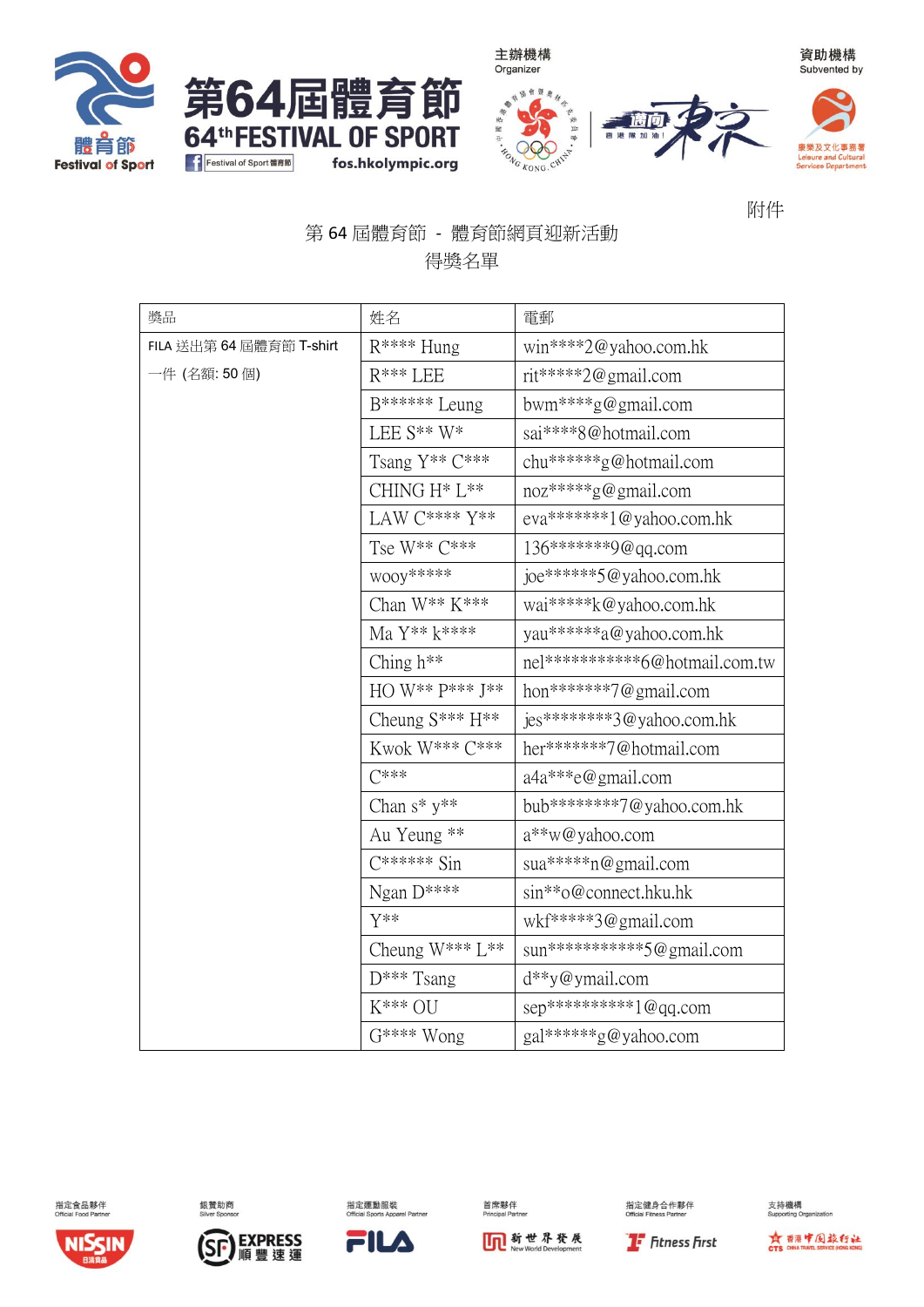附件

## 第 64 屆體育節 - 體育節網頁迎新活動

## 得獎名單

| 獎品 | 姓名 | 電郵 |
|---|---|---|
| FILA 送出第 64 屆體育節 T-shirt 一件 (名額: 50 個) | R**** Hung | win****2@yahoo.com.hk |
| | R*** LEE | rit*****2@gmail.com |
| | B****** Leung | bwm****g@gmail.com |
| | LEE S** W* | sai****8@hotmail.com |
| | Tsang Y** C*** | chu******g@hotmail.com |
| | CHING H* L** | noz*****g@gmail.com |
| | LAW C**** Y** | eva*******1@yahoo.com.hk |
| | Tse W** C*** | 136*******9@qq.com |
| | wooy***** | joe******5@yahoo.com.hk |
| | Chan W** K*** | wai*****k@yahoo.com.hk |
| | Ma Y** k**** | yau******a@yahoo.com.hk |
| | Ching h** | nel***********6@hotmail.com.tw |
| | HO W** P*** J** | hon*******7@gmail.com |
| | Cheung S*** H** | jes********3@yahoo.com.hk |
| | Kwok W*** C*** | her*******7@hotmail.com |
| | C*** | a4a***e@gmail.com |
| | Chan s* y** | bub********7@yahoo.com.hk |
| | Au Yeung ** | a**w@yahoo.com |
| | C****** Sin | sua*****n@gmail.com |
| | Ngan D**** | sin**o@connect.hku.hk |
| | Y** | wkf*****3@gmail.com |
| | Cheung W*** L** | sun***********5@gmail.com |
| | D*** Tsang | d**y@ymail.com |
| | K*** OU | sep**********1@qq.com |
| | G**** Wong | gal******g@yahoo.com |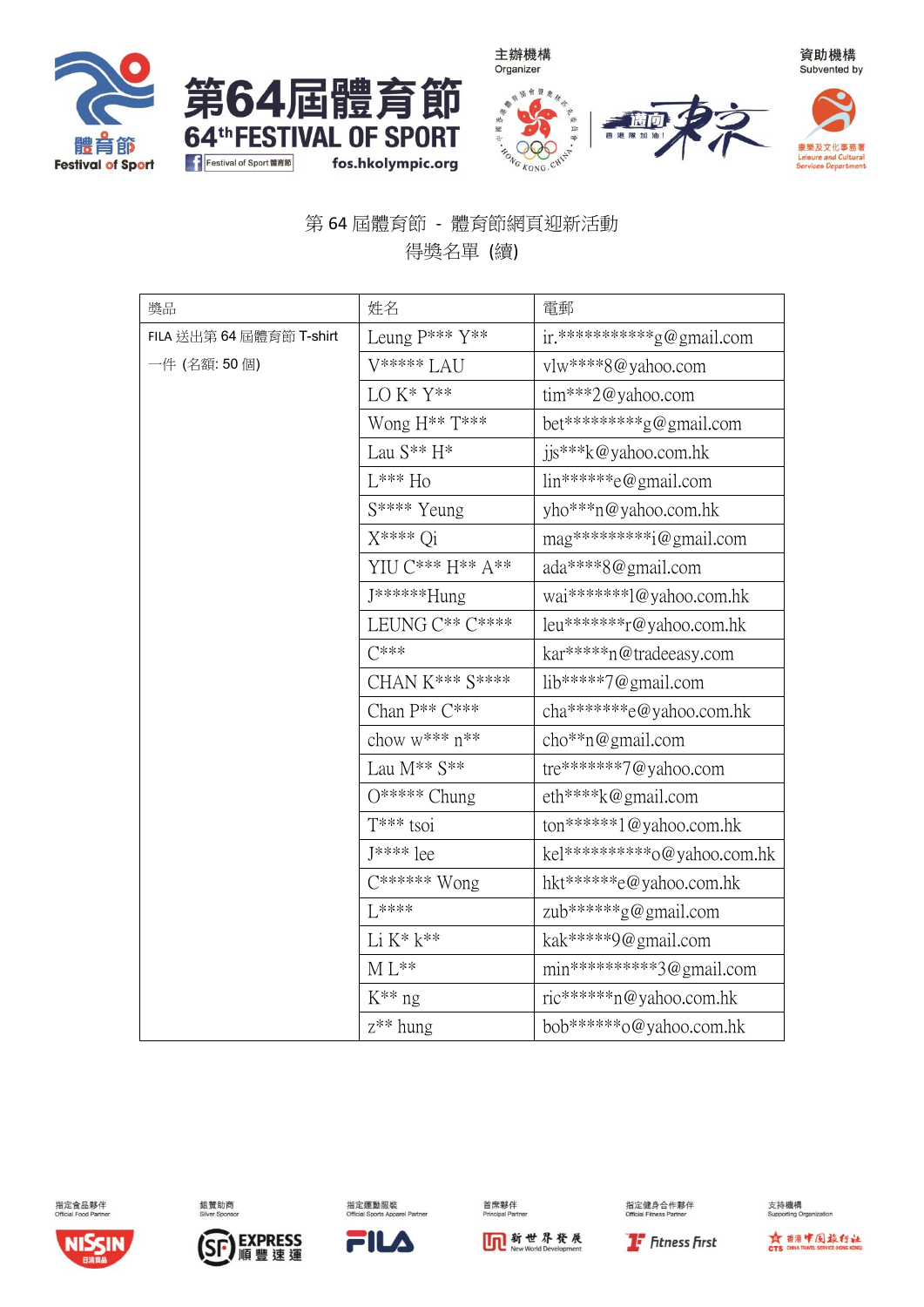第 64 屆體育節 - 體育節網頁迎新活動

得獎名單 (續)

| 獎品 | 姓名 | 電郵 |
|---|---|---|
| FILA 送出第 64 屆體育節 T-shirt 一件 (名額: 50 個) | Leung P*** Y** | ir.***********g@gmail.com |
| | V***** LAU | vlw****8@yahoo.com |
| | LO K* Y** | tim***2@yahoo.com |
| | Wong H** T*** | bet*********g@gmail.com |
| | Lau S** H* | jjs***k@yahoo.com.hk |
| | L*** Ho | lin******e@gmail.com |
| | S**** Yeung | yho***n@yahoo.com.hk |
| | X**** Qi | mag*********i@gmail.com |
| | YIU C*** H** A** | ada****8@gmail.com |
| | J******Hung | wai*******l@yahoo.com.hk |
| | LEUNG C** C**** | leu*******r@yahoo.com.hk |
| | C*** | kar*****n@tradeeasy.com |
| | CHAN K*** S**** | lib*****7@gmail.com |
| | Chan P** C*** | cha*******e@yahoo.com.hk |
| | chow w*** n** | cho**n@gmail.com |
| | Lau M** S** | tre*******7@yahoo.com |
| | O***** Chung | eth****k@gmail.com |
| | T*** tsoi | ton******1@yahoo.com.hk |
| | J**** lee | kel**********o@yahoo.com.hk |
| | C****** Wong | hkt******e@yahoo.com.hk |
| | L**** | zub******g@gmail.com |
| | Li K* k** | kak*****9@gmail.com |
| | M L** | min**********3@gmail.com |
| | K** ng | ric******n@yahoo.com.hk |
| | z** hung | bob******o@yahoo.com.hk |